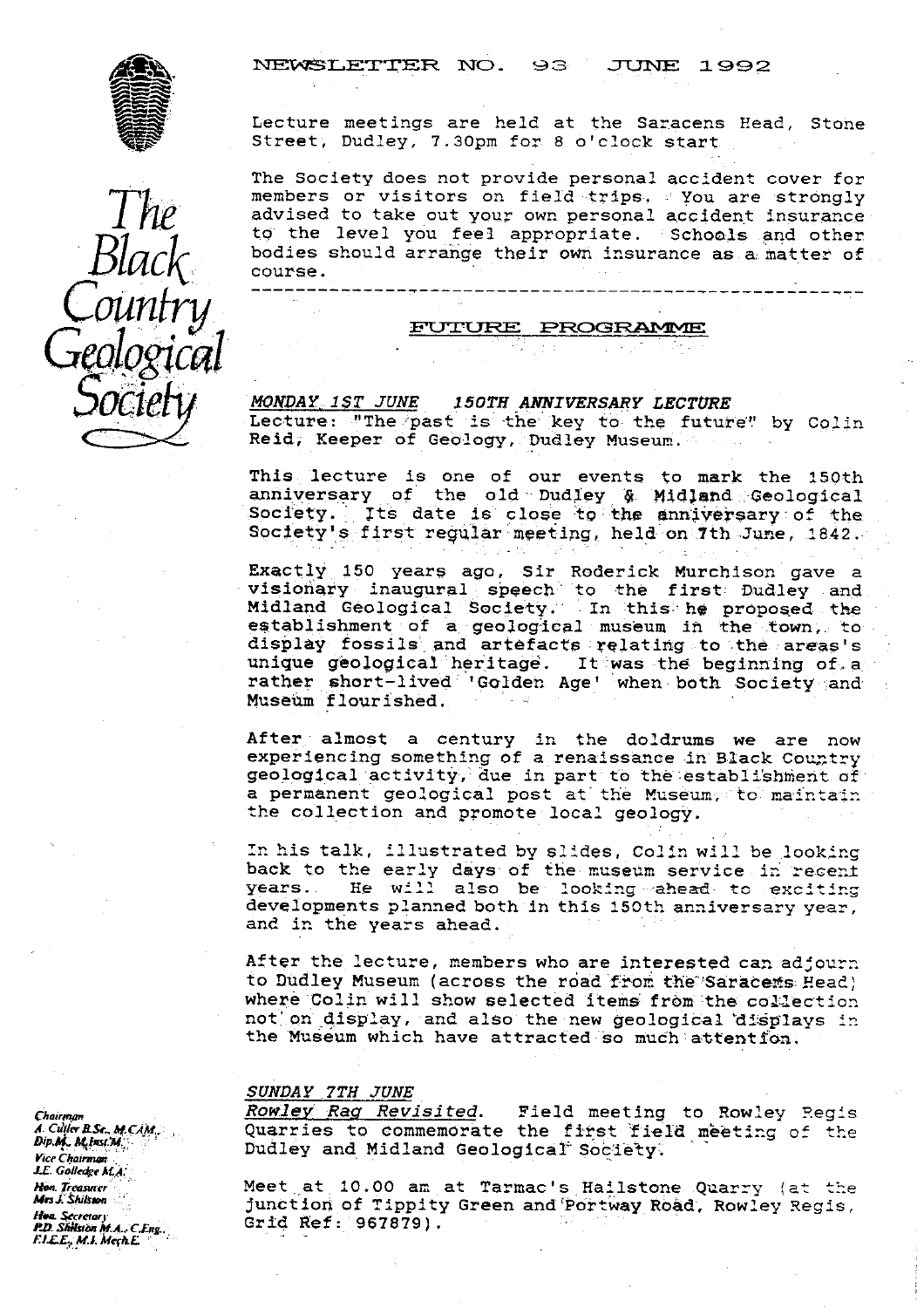# NEWSLETTER NO. 93 JUNE 1992

The Black Country Geological Society

Lecture meetings are held at the Saracens Head, Stone Street, Dudley, 7.30pm for 8 o'clock start

The Society does not provide personal accident cover for members or visitors on field trips. You are strongly advised to take out your own personal accident insurance to the level you feel appropriate. Schools and other bodies should arrange their own insurance as a matter of course.

---

## FUTURE PROGRAMME

*MONDAY 1ST JUNE* ***150TH ANNIVERSARY LECTURE***
Lecture: "The past is the key to the future" by Colin Reid, Keeper of Geology, Dudley Museum.

This lecture is one of our events to mark the 150th anniversary of the old Dudley & Midland Geological Society. Its date is close to the anniversary of the Society's first regular meeting, held on 7th June, 1842.

Exactly 150 years ago, Sir Roderick Murchison gave a visionary inaugural speech to the first Dudley and Midland Geological Society. In this he proposed the establishment of a geological museum in the town, to display fossils and artefacts relating to the areas's unique geological heritage. It was the beginning of a rather short-lived 'Golden Age' when both Society and Museum flourished.

After almost a century in the doldrums we are now experiencing something of a renaissance in Black Country geological activity, due in part to the establishment of a permanent geological post at the Museum, to maintain the collection and promote local geology.

In his talk, illustrated by slides, Colin will be looking back to the early days of the museum service in recent years. He will also be looking ahead to exciting developments planned both in this 150th anniversary year, and in the years ahead.

After the lecture, members who are interested can adjourn to Dudley Museum (across the road from the Saracens Head) where Colin will show selected items from the collection not on display, and also the new geological displays in the Museum which have attracted so much attention.

*SUNDAY 7TH JUNE*
*Rowley Rag Revisited*. Field meeting to Rowley Regis Quarries to commemorate the first field meeting of the Dudley and Midland Geological Society.

Meet at 10.00 am at Tarmac's Hailstone Quarry (at the junction of Tippity Green and Portway Road, Rowley Regis, Grid Ref: 967879).

*Chairman*
A. Cutler B.Sc., M.CAM., Dip.M., M.Inst.M.
*Vice Chairman*
J.E. Golledge M.A.
*Hon. Treasurer*
Mrs J. Shilston
*Hon. Secretary*
P.D. Shilston M.A., C.Eng., F.I.E.E., M.I. Mech.E.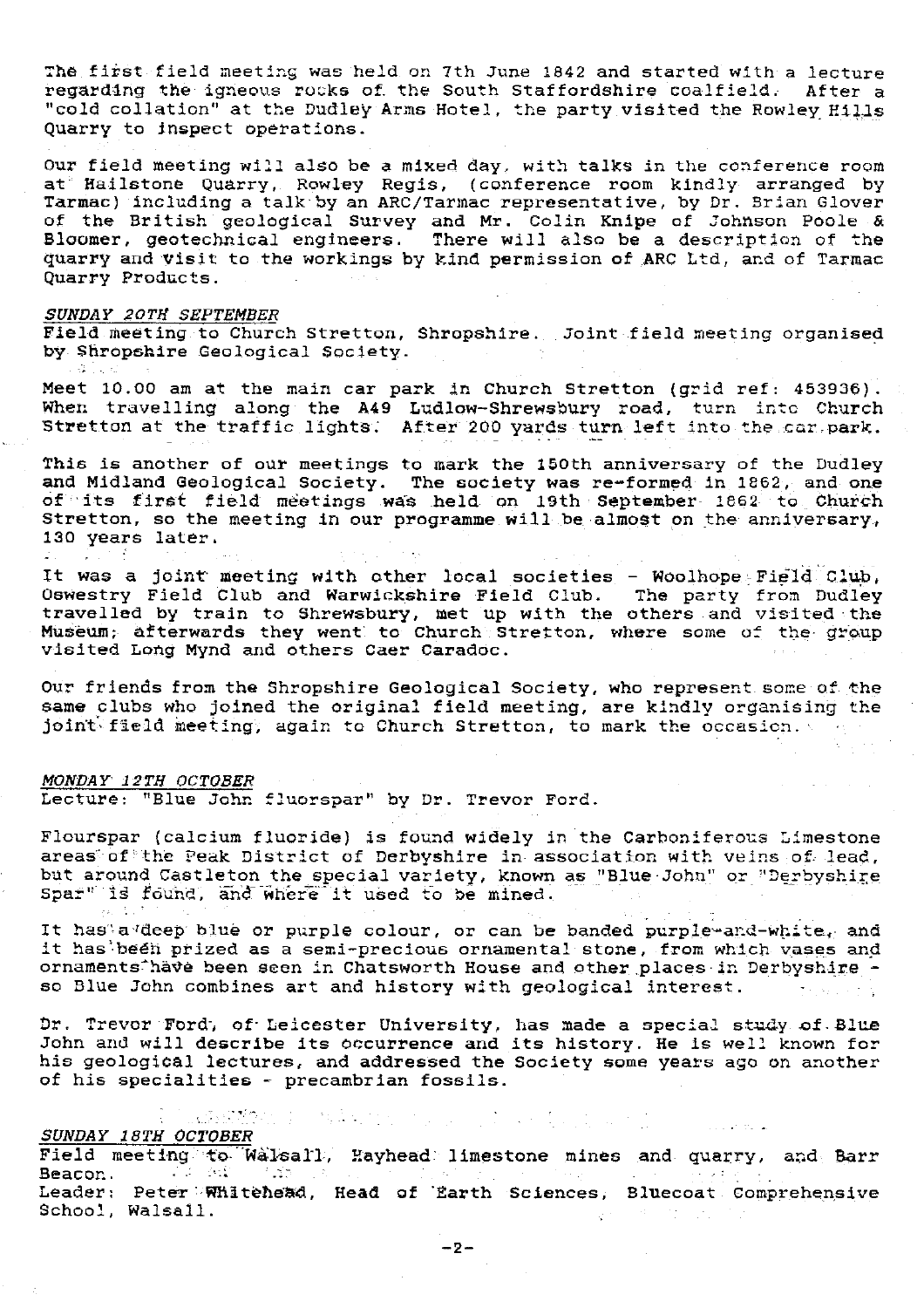The first field meeting was held on 7th June 1842 and started with a lecture regarding the igneous rocks of the South Staffordshire coalfield. After a "cold collation" at the Dudley Arms Hotel, the party visited the Rowley Hills Quarry to inspect operations.

Our field meeting will also be a mixed day, with talks in the conference room at Hailstone Quarry, Rowley Regis, (conference room kindly arranged by Tarmac) including a talk by an ARC/Tarmac representative, by Dr. Brian Glover of the British geological Survey and Mr. Colin Knipe of Johnson Poole & Bloomer, geotechnical engineers. There will also be a description of the quarry and visit to the workings by kind permission of ARC Ltd, and of Tarmac Quarry Products.

*SUNDAY 20TH SEPTEMBER*

Field meeting to Church Stretton, Shropshire. Joint field meeting organised by Shropshire Geological Society.

Meet 10.00 am at the main car park in Church Stretton (grid ref: 453936). When travelling along the A49 Ludlow-Shrewsbury road, turn into Church Stretton at the traffic lights. After 200 yards turn left into the car park.

This is another of our meetings to mark the 150th anniversary of the Dudley and Midland Geological Society. The society was re-formed in 1862, and one of its first field meetings was held on 19th September 1862 to Church Stretton, so the meeting in our programme will be almost on the anniversary, 130 years later.

It was a joint meeting with other local societies - Woolhope Field Club, Oswestry Field Club and Warwickshire Field Club. The party from Dudley travelled by train to Shrewsbury, met up with the others and visited the Museum; afterwards they went to Church Stretton, where some of the group visited Long Mynd and others Caer Caradoc.

Our friends from the Shropshire Geological Society, who represent some of the same clubs who joined the original field meeting, are kindly organising the joint field meeting, again to Church Stretton, to mark the occasion.

*MONDAY 12TH OCTOBER*

Lecture: "Blue John fluorspar" by Dr. Trevor Ford.

Flourspar (calcium fluoride) is found widely in the Carboniferous Limestone areas of the Peak District of Derbyshire in association with veins of lead, but around Castleton the special variety, known as "Blue John" or "Derbyshire Spar" is found, and where it used to be mined.

It has a deep blue or purple colour, or can be banded purple-and-white, and it has been prized as a semi-precious ornamental stone, from which vases and ornaments have been seen in Chatsworth House and other places in Derbyshire - so Blue John combines art and history with geological interest.

Dr. Trevor Ford, of Leicester University, has made a special study of Blue John and will describe its occurrence and its history. He is well known for his geological lectures, and addressed the Society some years ago on another of his specialities - precambrian fossils.

*SUNDAY 18TH OCTOBER*

Field meeting to Walsall, Hayhead limestone mines and quarry, and Barr Beacon.

Leader: Peter Whitehead, Head of Earth Sciences, Bluecoat Comprehensive School, Walsall.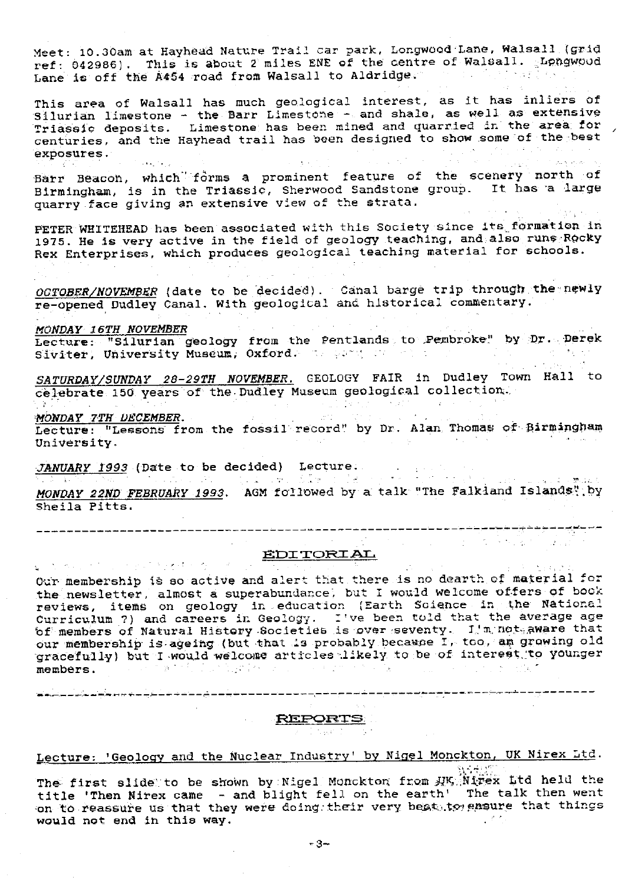Meet: 10.30am at Hayhead Nature Trail car park, Longwood Lane, Walsall (grid ref: 042986). This is about 2 miles ENE of the centre of Walsall. Longwood Lane is off the A454 road from Walsall to Aldridge.

This area of Walsall has much geological interest, as it has inliers of Silurian limestone - the Barr Limestone - and shale, as well as extensive Triassic deposits. Limestone has been mined and quarried in the area for centuries, and the Hayhead trail has been designed to show some of the best exposures.

Barr Beacon, which forms a prominent feature of the scenery north of Birmingham, is in the Triassic, Sherwood Sandstone group. It has a large quarry face giving an extensive view of the strata.

PETER WHITEHEAD has been associated with this Society since its formation in 1975. He is very active in the field of geology teaching, and also runs Rocky Rex Enterprises, which produces geological teaching material for schools.

*OCTOBER/NOVEMBER* (date to be decided). Canal barge trip through the newly re-opened Dudley Canal. With geological and historical commentary.

*MONDAY 16TH NOVEMBER*
Lecture: "Silurian geology from the Pentlands to Pembroke" by Dr. Derek Siviter, University Museum, Oxford.

*SATURDAY/SUNDAY 28-29TH NOVEMBER.* GEOLOGY FAIR in Dudley Town Hall to celebrate 150 years of the Dudley Museum geological collection.

*MONDAY 7TH DECEMBER.*
Lecture: "Lessons from the fossil record" by Dr. Alan Thomas of Birmingham University.

*JANUARY 1993* (Date to be decided) Lecture.

*MONDAY 22ND FEBRUARY 1993.* AGM followed by a talk "The Falkland Islands" by Sheila Pitts.

---

## EDITORIAL

Our membership is so active and alert that there is no dearth of material for the newsletter, almost a superabundance, but I would welcome offers of book reviews, items on geology in education (Earth Science in the National Curriculum ?) and careers in Geology. I've been told that the average age of members of Natural History Societies is over seventy. I'm not aware that our membership is ageing (but that is probably because I, too, am growing old gracefully) but I would welcome articles likely to be of interest to younger members.

---

## REPORTS

Lecture: 'Geology and the Nuclear Industry' by Nigel Monckton, UK Nirex Ltd.

The first slide to be shown by Nigel Monckton from UK Nirex Ltd held the title 'Then Nirex came - and blight fell on the earth' The talk then went on to reassure us that they were doing their very best to ensure that things would not end in this way.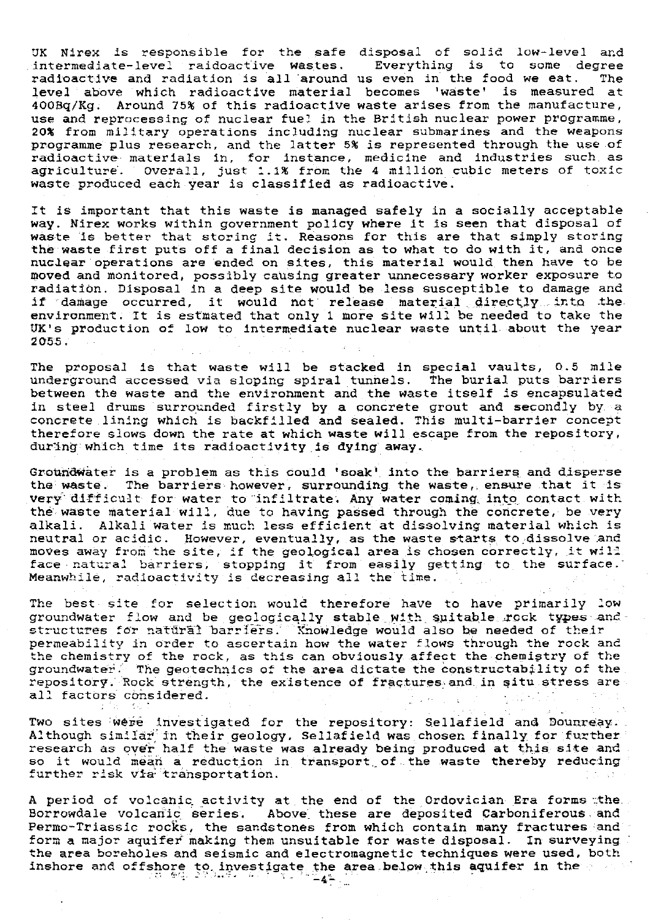UK Nirex is responsible for the safe disposal of solid low-level and intermediate-level raidoactive wastes. Everything is to some degree radioactive and radiation is all around us even in the food we eat. The level above which radioactive material becomes 'waste' is measured at 400Bq/Kg. Around 75% of this radioactive waste arises from the manufacture, use and reprocessing of nuclear fuel in the British nuclear power programme, 20% from military operations including nuclear submarines and the weapons programme plus research, and the latter 5% is represented through the use of radioactive materials in, for instance, medicine and industries such as agriculture. Overall, just 1.1% from the 4 million cubic meters of toxic waste produced each year is classified as radioactive.

It is important that this waste is managed safely in a socially acceptable way. Nirex works within government policy where it is seen that disposal of waste is better that storing it. Reasons for this are that simply storing the waste first puts off a final decision as to what to do with it, and once nuclear operations are ended on sites, this material would then have to be moved and monitored, possibly causing greater unnecessary worker exposure to radiation. Disposal in a deep site would be less susceptible to damage and if damage occurred, it would not release material directly into the environment. It is estmated that only 1 more site will be needed to take the UK's production of low to intermediate nuclear waste until about the year 2055.

The proposal is that waste will be stacked in special vaults, 0.5 mile underground accessed via sloping spiral tunnels. The burial puts barriers between the waste and the environment and the waste itself is encapsulated in steel drums surrounded firstly by a concrete grout and secondly by a concrete lining which is backfilled and sealed. This multi-barrier concept therefore slows down the rate at which waste will escape from the repository, during which time its radioactivity is dying away.

Groundwater is a problem as this could 'soak' into the barriers and disperse the waste. The barriers however, surrounding the waste, ensure that it is very difficult for water to infiltrate. Any water coming into contact with the waste material will, due to having passed through the concrete, be very alkali. Alkali water is much less efficient at dissolving material which is neutral or acidic. However, eventually, as the waste starts to dissolve and moves away from the site, if the geological area is chosen correctly, it will face natural barriers, stopping it from easily getting to the surface. Meanwhile, radioactivity is decreasing all the time.

The best site for selection would therefore have to have primarily low groundwater flow and be geologically stable with suitable rock types and structures for natural barriers. Knowledge would also be needed of their permeability in order to ascertain how the water flows through the rock and the chemistry of the rock, as this can obviously affect the chemistry of the groundwater. The geotechnics of the area dictate the constructability of the repository. Rock strength, the existence of fractures and in situ stress are all factors considered.

Two sites were investigated for the repository: Sellafield and Dounreay. Although similar in their geology, Sellafield was chosen finally for further research as over half the waste was already being produced at this site and so it would mean a reduction in transport of the waste thereby reducing further risk via transportation.

A period of volcanic activity at the end of the Ordovician Era forms the Borrowdale volcanic series. Above these are deposited Carboniferous and Permo-Triassic rocks, the sandstones from which contain many fractures and form a major aquifer making them unsuitable for waste disposal. In surveying the area boreholes and seismic and electromagnetic techniques were used, both inshore and offshore to investigate the area below this aquifer in the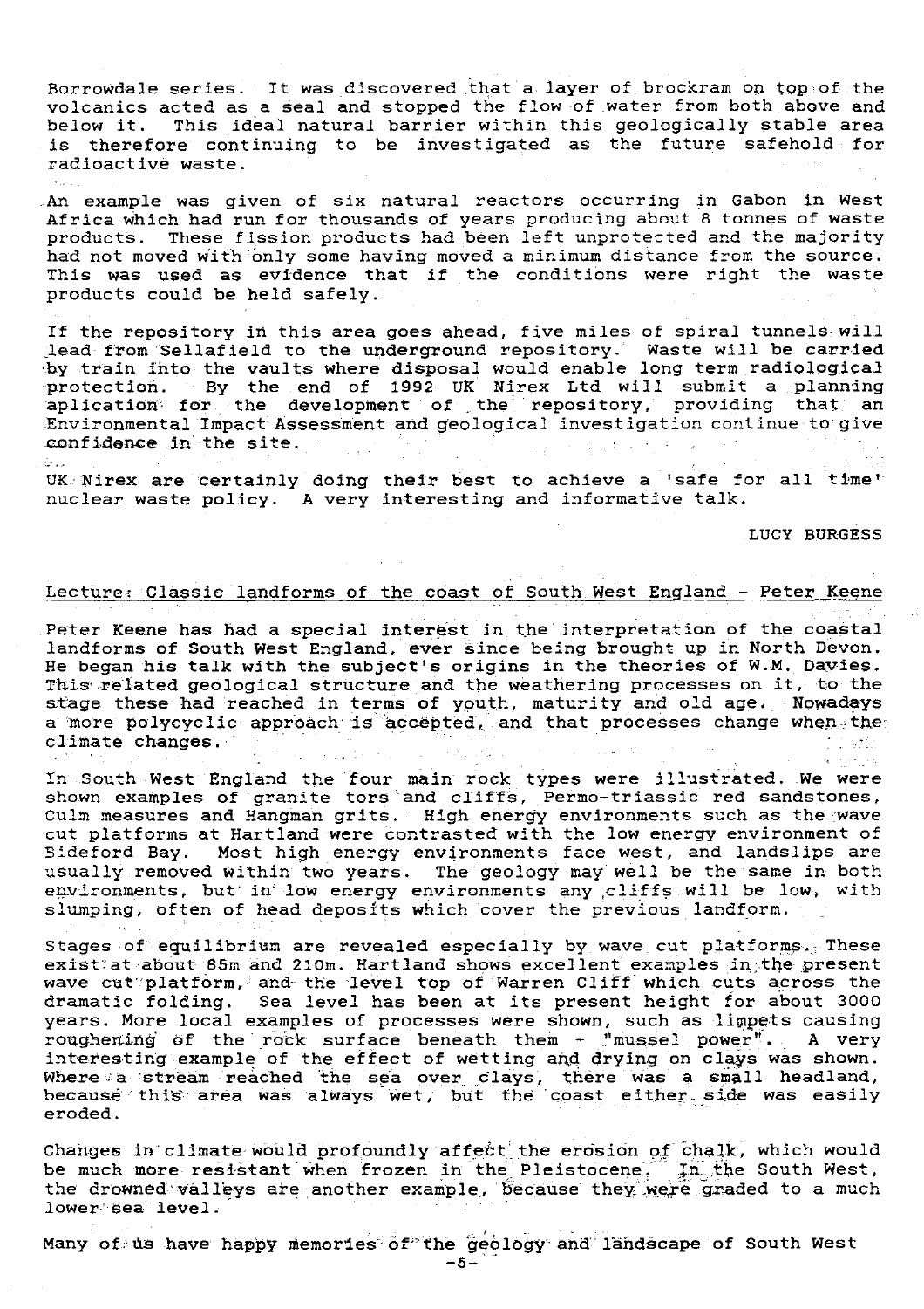Borrowdale series. It was discovered that a layer of brockram on top of the volcanics acted as a seal and stopped the flow of water from both above and below it. This ideal natural barrier within this geologically stable area is therefore continuing to be investigated as the future safehold for radioactive waste.

An example was given of six natural reactors occurring in Gabon in West Africa which had run for thousands of years producing about 8 tonnes of waste products. These fission products had been left unprotected and the majority had not moved with only some having moved a minimum distance from the source. This was used as evidence that if the conditions were right the waste products could be held safely.

If the repository in this area goes ahead, five miles of spiral tunnels will lead from Sellafield to the underground repository. Waste will be carried by train into the vaults where disposal would enable long term radiological protection. By the end of 1992 UK Nirex Ltd will submit a planning aplication for the development of the repository, providing that an Environmental Impact Assessment and geological investigation continue to give confidence in the site.

UK Nirex are certainly doing their best to achieve a 'safe for all time' nuclear waste policy. A very interesting and informative talk.

LUCY BURGESS

## Lecture: Classic landforms of the coast of South West England - Peter Keene

Peter Keene has had a special interest in the interpretation of the coastal landforms of South West England, ever since being brought up in North Devon. He began his talk with the subject's origins in the theories of W.M. Davies. This related geological structure and the weathering processes on it, to the stage these had reached in terms of youth, maturity and old age. Nowadays a more polycyclic approach is accepted, and that processes change when the climate changes.

In South West England the four main rock types were illustrated. We were shown examples of granite tors and cliffs, Permo-triassic red sandstones, Culm measures and Hangman grits. High energy environments such as the wave cut platforms at Hartland were contrasted with the low energy environment of Bideford Bay. Most high energy environments face west, and landslips are usually removed within two years. The geology may well be the same in both environments, but in low energy environments any cliffs will be low, with slumping, often of head deposits which cover the previous landform.

Stages of equilibrium are revealed especially by wave cut platforms. These exist at about 85m and 210m. Hartland shows excellent examples in the present wave cut platform, and the level top of Warren Cliff which cuts across the dramatic folding. Sea level has been at its present height for about 3000 years. More local examples of processes were shown, such as limpets causing roughening of the rock surface beneath them - "mussel power". A very interesting example of the effect of wetting and drying on clays was shown. Where a stream reached the sea over clays, there was a small headland, because this area was always wet, but the coast either side was easily eroded.

Changes in climate would profoundly affect the erosion of chalk, which would be much more resistant when frozen in the Pleistocene. In the South West, the drowned valleys are another example, because they were graded to a much lower sea level.

Many of us have happy memories of the geology and landscape of South West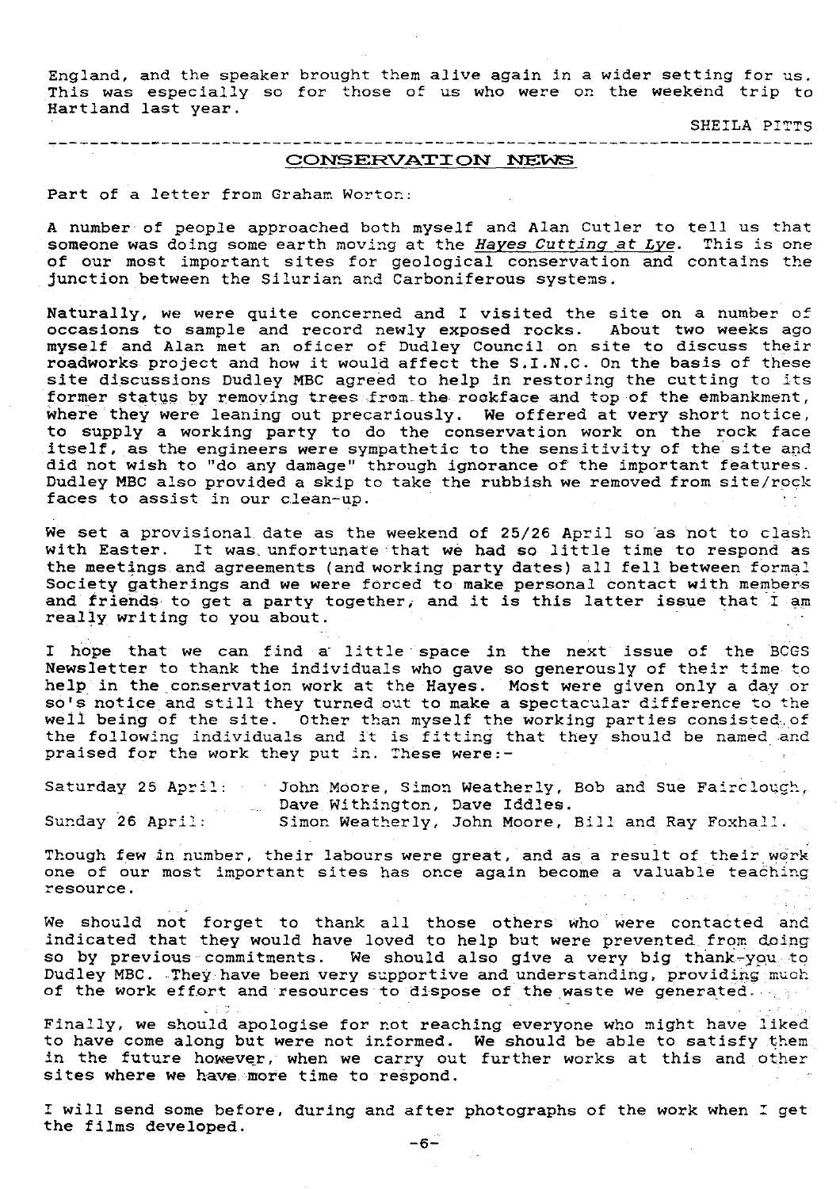England, and the speaker brought them alive again in a wider setting for us. This was especially so for those of us who were on the weekend trip to Hartland last year.

SHEILA PITTS

---

## CONSERVATION NEWS

Part of a letter from Graham Worton:

A number of people approached both myself and Alan Cutler to tell us that someone was doing some earth moving at the *Hayes Cutting at Lye*. This is one of our most important sites for geological conservation and contains the junction between the Silurian and Carboniferous systems.

Naturally, we were quite concerned and I visited the site on a number of occasions to sample and record newly exposed rocks. About two weeks ago myself and Alan met an oficer of Dudley Council on site to discuss their roadworks project and how it would affect the S.I.N.C. On the basis of these site discussions Dudley MBC agreed to help in restoring the cutting to its former status by removing trees from the rockface and top of the embankment, where they were leaning out precariously. We offered at very short notice, to supply a working party to do the conservation work on the rock face itself, as the engineers were sympathetic to the sensitivity of the site and did not wish to "do any damage" through ignorance of the important features. Dudley MBC also provided a skip to take the rubbish we removed from site/rock faces to assist in our clean-up.

We set a provisional date as the weekend of 25/26 April so as not to clash with Easter. It was unfortunate that we had so little time to respond as the meetings and agreements (and working party dates) all fell between formal Society gatherings and we were forced to make personal contact with members and friends to get a party together, and it is this latter issue that I am really writing to you about.

I hope that we can find a little space in the next issue of the BCGS Newsletter to thank the individuals who gave so generously of their time to help in the conservation work at the Hayes. Most were given only a day or so's notice and still they turned out to make a spectacular difference to the well being of the site. Other than myself the working parties consisted of the following individuals and it is fitting that they should be named and praised for the work they put in. These were:-

Saturday 25 April: John Moore, Simon Weatherly, Bob and Sue Fairclough, Dave Withington, Dave Iddles.
Sunday 26 April: Simon Weatherly, John Moore, Bill and Ray Foxhall.

Though few in number, their labours were great, and as a result of their work one of our most important sites has once again become a valuable teaching resource.

We should not forget to thank all those others who were contacted and indicated that they would have loved to help but were prevented from doing so by previous commitments. We should also give a very big thank-you to Dudley MBC. They have been very supportive and understanding, providing much of the work effort and resources to dispose of the waste we generated.

Finally, we should apologise for not reaching everyone who might have liked to have come along but were not informed. We should be able to satisfy them in the future however, when we carry out further works at this and other sites where we have more time to respond.

I will send some before, during and after photographs of the work when I get the films developed.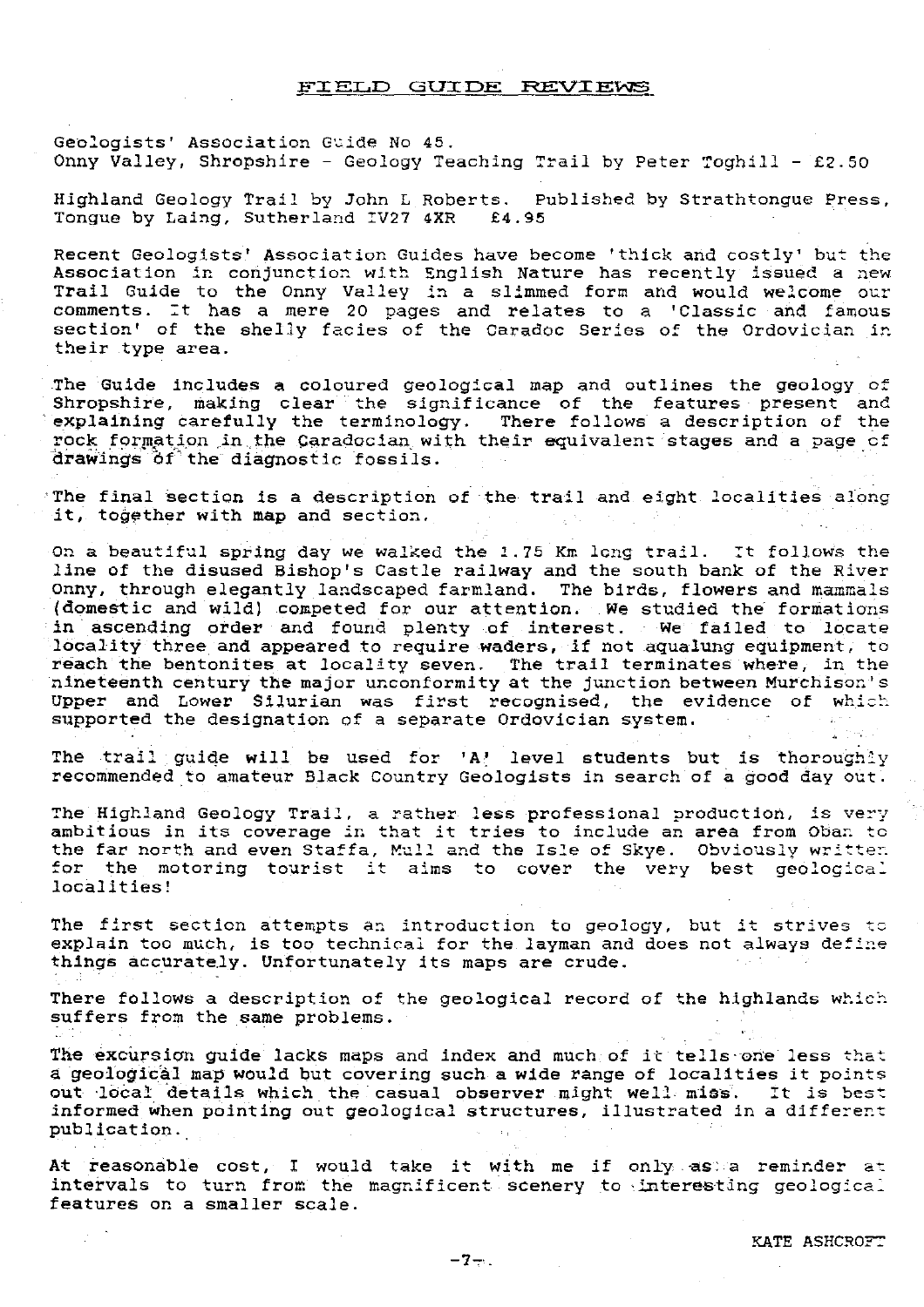## FIELD GUIDE REVIEWS

Geologists' Association Guide No 45.
Onny Valley, Shropshire - Geology Teaching Trail by Peter Toghill - £2.50

Highland Geology Trail by John L Roberts. Published by Strathtongue Press, Tongue by Laing, Sutherland IV27 4XR £4.95

Recent Geologists' Association Guides have become 'thick and costly' but the Association in conjunction with English Nature has recently issued a new Trail Guide to the Onny Valley in a slimmed form and would welcome our comments. It has a mere 20 pages and relates to a 'Classic and famous section' of the shelly facies of the Caradoc Series of the Ordovician in their type area.

The Guide includes a coloured geological map and outlines the geology of Shropshire, making clear the significance of the features present and explaining carefully the terminology. There follows a description of the rock formation in the Caradocian with their equivalent stages and a page of drawings of the diagnostic fossils.

The final section is a description of the trail and eight localities along it, together with map and section.

On a beautiful spring day we walked the 1.75 Km long trail. It follows the line of the disused Bishop's Castle railway and the south bank of the River Onny, through elegantly landscaped farmland. The birds, flowers and mammals (domestic and wild) competed for our attention. We studied the formations in ascending order and found plenty of interest. We failed to locate locality three and appeared to require waders, if not aqualung equipment, to reach the bentonites at locality seven. The trail terminates where, in the nineteenth century the major unconformity at the junction between Murchison's Upper and Lower Silurian was first recognised, the evidence of which supported the designation of a separate Ordovician system.

The trail guide will be used for 'A' level students but is thoroughly recommended to amateur Black Country Geologists in search of a good day out.

The Highland Geology Trail, a rather less professional production, is very ambitious in its coverage in that it tries to include an area from Oban to the far north and even Staffa, Mull and the Isle of Skye. Obviously written for the motoring tourist it aims to cover the very best geological localities!

The first section attempts an introduction to geology, but it strives to explain too much, is too technical for the layman and does not always define things accurately. Unfortunately its maps are crude.

There follows a description of the geological record of the highlands which suffers from the same problems.

The excursion guide lacks maps and index and much of it tells one less that a geological map would but covering such a wide range of localities it points out local details which the casual observer might well miss. It is best informed when pointing out geological structures, illustrated in a different publication.

At reasonable cost, I would take it with me if only as a reminder at intervals to turn from the magnificent scenery to interesting geological features on a smaller scale.

KATE ASHCROFT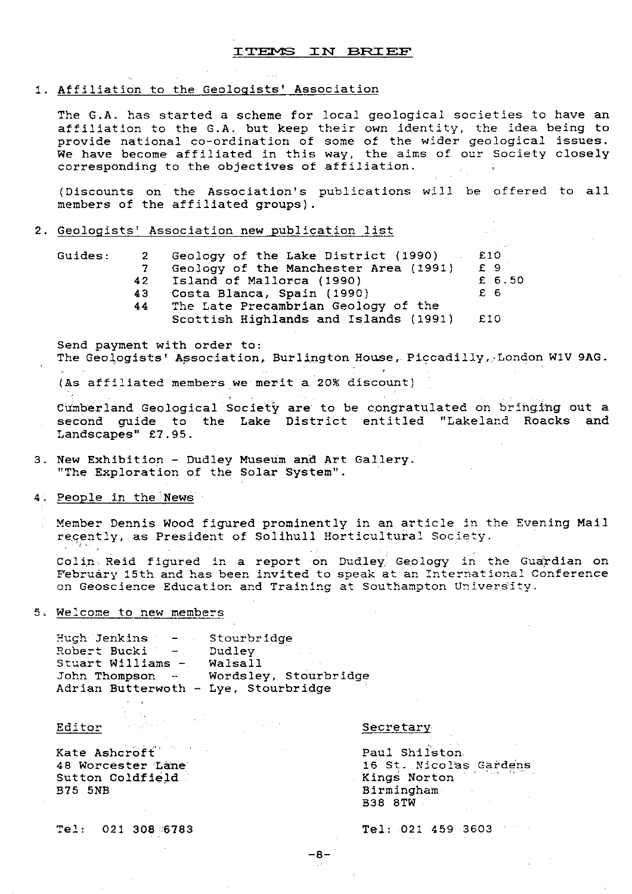## ITEMS IN BRIEF

### 1. Affiliation to the Geologists' Association

The G.A. has started a scheme for local geological societies to have an affiliation to the G.A. but keep their own identity, the idea being to provide national co-ordination of some of the wider geological issues. We have become affiliated in this way, the aims of our Society closely corresponding to the objectives of affiliation.

(Discounts on the Association's publications will be offered to all members of the affiliated groups).

### 2. Geologists' Association new publication list

| Guides: | | | |
|---|---|---|---|
| | 2 | Geology of the Lake District (1990) | £10 |
| | 7 | Geology of the Manchester Area (1991) | £ 9 |
| | 42 | Island of Mallorca (1990) | £ 6.50 |
| | 43 | Costa Blanca, Spain (1990) | £ 6 |
| | 44 | The Late Precambrian Geology of the Scottish Highlands and Islands (1991) | £10 |

Send payment with order to:
The Geologists' Association, Burlington House, Piccadilly, London W1V 9AG.

(As affiliated members we merit a 20% discount)

Cumberland Geological Society are to be congratulated on bringing out a second guide to the Lake District entitled "Lakeland Roacks and Landscapes" £7.95.

### 3. New Exhibition - Dudley Museum and Art Gallery.
"The Exploration of the Solar System".

### 4. People in the News

Member Dennis Wood figured prominently in an article in the Evening Mail recently, as President of Solihull Horticultural Society.

Colin Reid figured in a report on Dudley Geology in the Guardian on February 15th and has been invited to speak at an International Conference on Geoscience Education and Training at Southampton University.

### 5. Welcome to new members

Hugh Jenkins - Stourbridge
Robert Bucki - Dudley
Stuart Williams - Walsall
John Thompson - Wordsley, Stourbridge
Adrian Butterwoth - Lye, Stourbridge

**Editor**

Kate Ashcroft
48 Worcester Lane
Sutton Coldfield
B75 5NB

Tel: 021 308 6783

**Secretary**

Paul Shilston
16 St. Nicolas Gardens
Kings Norton
Birmingham
B38 8TW

Tel: 021 459 3603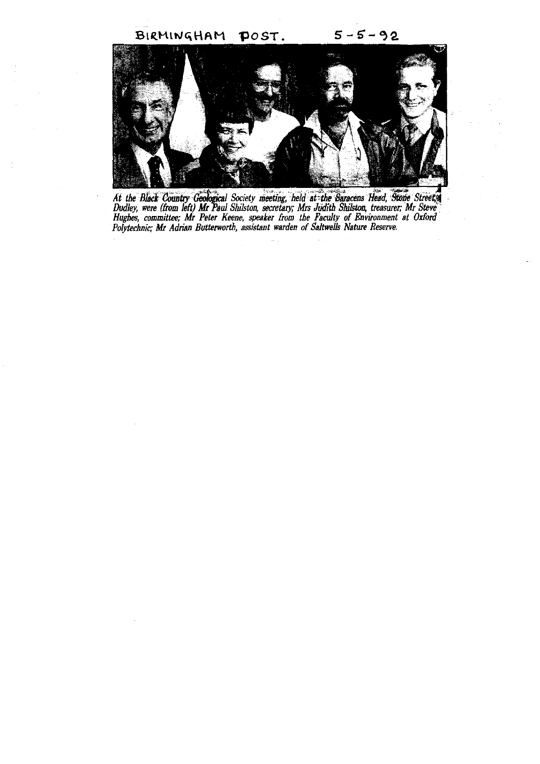BIRMINGHAM POST. 5-5-92

*At the Black Country Geological Society meeting, held at the Saracens Head, Stone Street, Dudley, were (from left) Mr Paul Shilston, secretary; Mrs Judith Shilston, treasurer; Mr Steve Hughes, committee; Mr Peter Keene, speaker from the Faculty of Environment at Oxford Polytechnic; Mr Adrian Butterworth, assistant warden of Saltwells Nature Reserve.*